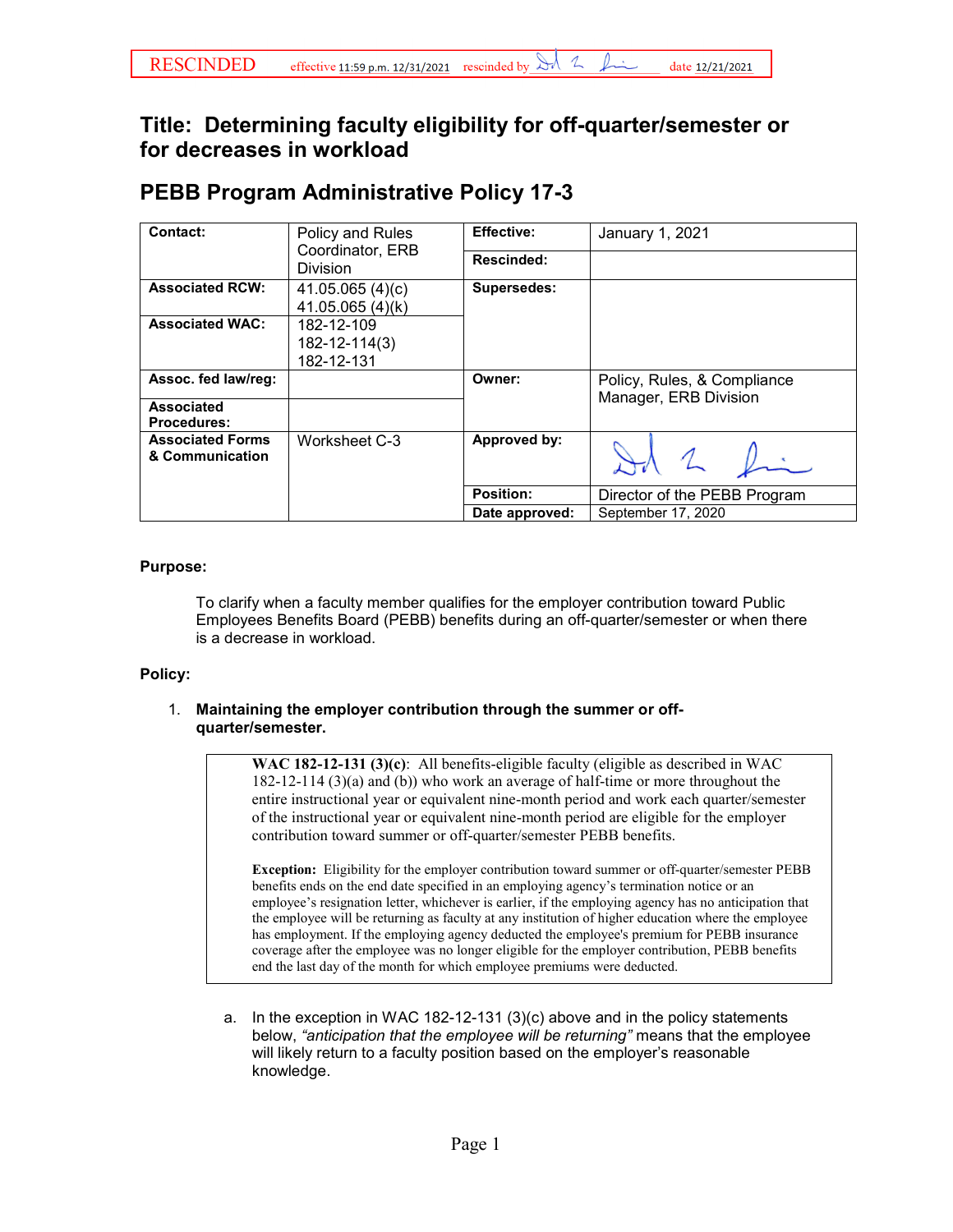RESCINDED effective 11:59 p.m. 12/31/2021 rescinded by [signature] date 12/21/2021

# Title: Determining faculty eligibility for off-quarter/semester or for decreases in workload

## PEBB Program Administrative Policy 17-3

| Contact: | Policy and Rules Coordinator, ERB Division | Effective: | January 1, 2021 |
|---|---|---|---|
| | | Rescinded: | |
| Associated RCW: | 41.05.065 (4)(c)<br>41.05.065 (4)(k) | Supersedes: | |
| Associated WAC: | 182-12-109<br>182-12-114(3)<br>182-12-131 | | |
| Assoc. fed law/reg: | | Owner: | Policy, Rules, & Compliance Manager, ERB Division |
| Associated Procedures: | | | |
| Associated Forms & Communication | Worksheet C-3 | Approved by: | [signature] |
| | | Position: | Director of the PEBB Program |
| | | Date approved: | September 17, 2020 |

**Purpose:**

To clarify when a faculty member qualifies for the employer contribution toward Public Employees Benefits Board (PEBB) benefits during an off-quarter/semester or when there is a decrease in workload.

**Policy:**

1. **Maintaining the employer contribution through the summer or off-quarter/semester.**

> **WAC 182-12-131 (3)(c)**: All benefits-eligible faculty (eligible as described in WAC 182-12-114 (3)(a) and (b)) who work an average of half-time or more throughout the entire instructional year or equivalent nine-month period and work each quarter/semester of the instructional year or equivalent nine-month period are eligible for the employer contribution toward summer or off-quarter/semester PEBB benefits.
>
> **Exception:** Eligibility for the employer contribution toward summer or off-quarter/semester PEBB benefits ends on the end date specified in an employing agency's termination notice or an employee's resignation letter, whichever is earlier, if the employing agency has no anticipation that the employee will be returning as faculty at any institution of higher education where the employee has employment. If the employing agency deducted the employee's premium for PEBB insurance coverage after the employee was no longer eligible for the employer contribution, PEBB benefits end the last day of the month for which employee premiums were deducted.

   a. In the exception in WAC 182-12-131 (3)(c) above and in the policy statements below, *"anticipation that the employee will be returning"* means that the employee will likely return to a faculty position based on the employer's reasonable knowledge.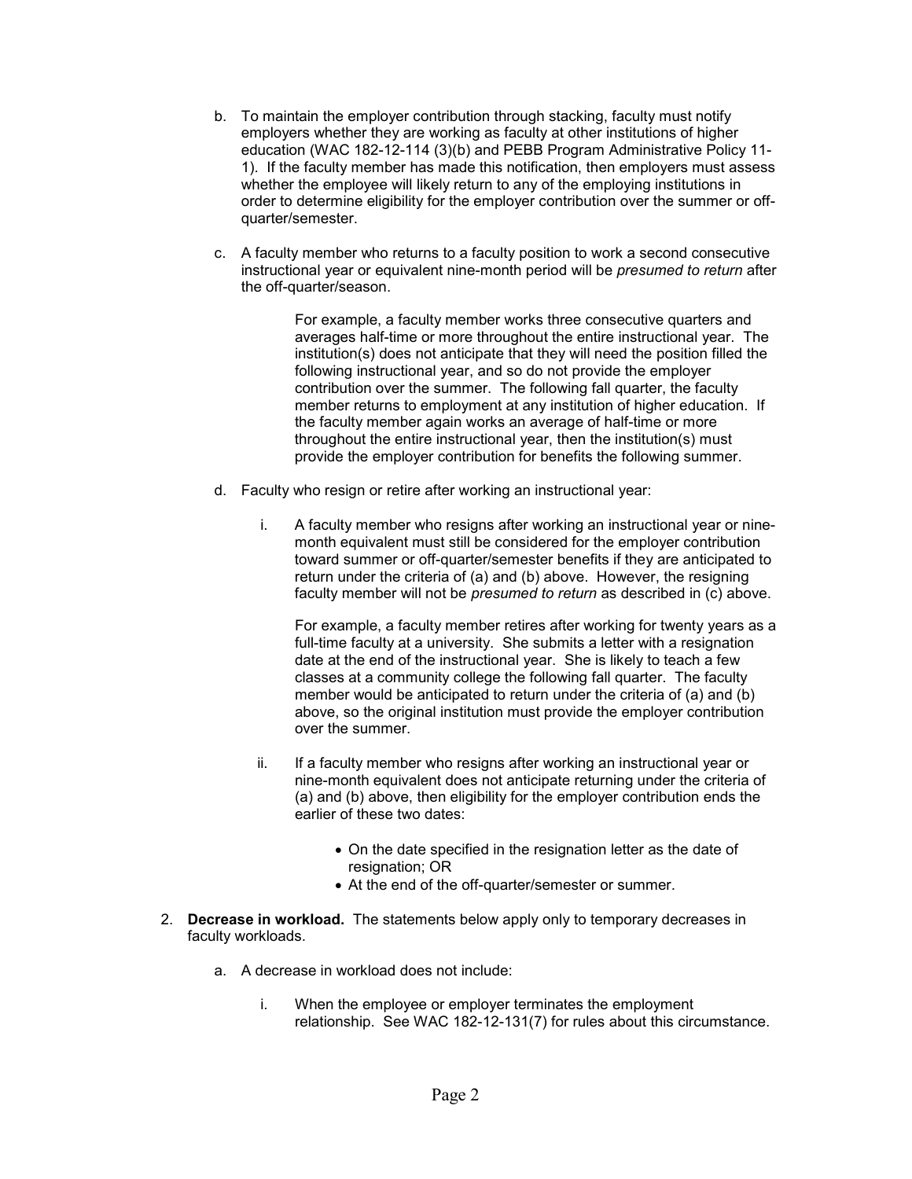b. To maintain the employer contribution through stacking, faculty must notify employers whether they are working as faculty at other institutions of higher education (WAC 182-12-114 (3)(b) and PEBB Program Administrative Policy 11-1). If the faculty member has made this notification, then employers must assess whether the employee will likely return to any of the employing institutions in order to determine eligibility for the employer contribution over the summer or off-quarter/semester.

c. A faculty member who returns to a faculty position to work a second consecutive instructional year or equivalent nine-month period will be *presumed to return* after the off-quarter/season.

   For example, a faculty member works three consecutive quarters and averages half-time or more throughout the entire instructional year. The institution(s) does not anticipate that they will need the position filled the following instructional year, and so do not provide the employer contribution over the summer. The following fall quarter, the faculty member returns to employment at any institution of higher education. If the faculty member again works an average of half-time or more throughout the entire instructional year, then the institution(s) must provide the employer contribution for benefits the following summer.

d. Faculty who resign or retire after working an instructional year:

   i. A faculty member who resigns after working an instructional year or nine-month equivalent must still be considered for the employer contribution toward summer or off-quarter/semester benefits if they are anticipated to return under the criteria of (a) and (b) above. However, the resigning faculty member will not be *presumed to return* as described in (c) above.

      For example, a faculty member retires after working for twenty years as a full-time faculty at a university. She submits a letter with a resignation date at the end of the instructional year. She is likely to teach a few classes at a community college the following fall quarter. The faculty member would be anticipated to return under the criteria of (a) and (b) above, so the original institution must provide the employer contribution over the summer.

   ii. If a faculty member who resigns after working an instructional year or nine-month equivalent does not anticipate returning under the criteria of (a) and (b) above, then eligibility for the employer contribution ends the earlier of these two dates:

      - On the date specified in the resignation letter as the date of resignation; OR
      - At the end of the off-quarter/semester or summer.

2. **Decrease in workload.** The statements below apply only to temporary decreases in faculty workloads.

   a. A decrease in workload does not include:

      i. When the employee or employer terminates the employment relationship. See WAC 182-12-131(7) for rules about this circumstance.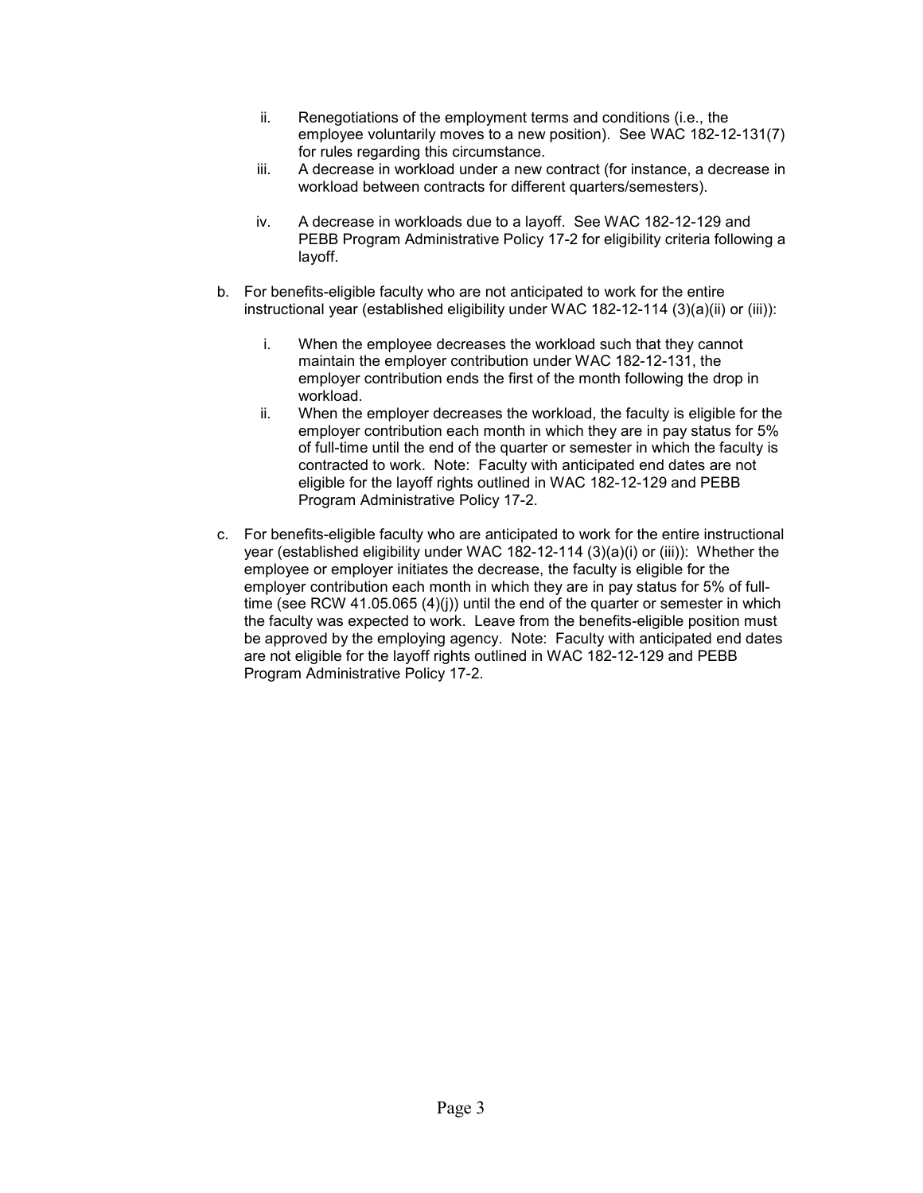ii. Renegotiations of the employment terms and conditions (i.e., the employee voluntarily moves to a new position). See WAC 182-12-131(7) for rules regarding this circumstance.
   iii. A decrease in workload under a new contract (for instance, a decrease in workload between contracts for different quarters/semesters).
   iv. A decrease in workloads due to a layoff. See WAC 182-12-129 and PEBB Program Administrative Policy 17-2 for eligibility criteria following a layoff.

b. For benefits-eligible faculty who are not anticipated to work for the entire instructional year (established eligibility under WAC 182-12-114 (3)(a)(ii) or (iii)):

   i. When the employee decreases the workload such that they cannot maintain the employer contribution under WAC 182-12-131, the employer contribution ends the first of the month following the drop in workload.
   ii. When the employer decreases the workload, the faculty is eligible for the employer contribution each month in which they are in pay status for 5% of full-time until the end of the quarter or semester in which the faculty is contracted to work. Note: Faculty with anticipated end dates are not eligible for the layoff rights outlined in WAC 182-12-129 and PEBB Program Administrative Policy 17-2.

c. For benefits-eligible faculty who are anticipated to work for the entire instructional year (established eligibility under WAC 182-12-114 (3)(a)(i) or (iii)): Whether the employee or employer initiates the decrease, the faculty is eligible for the employer contribution each month in which they are in pay status for 5% of full-time (see RCW 41.05.065 (4)(j)) until the end of the quarter or semester in which the faculty was expected to work. Leave from the benefits-eligible position must be approved by the employing agency. Note: Faculty with anticipated end dates are not eligible for the layoff rights outlined in WAC 182-12-129 and PEBB Program Administrative Policy 17-2.